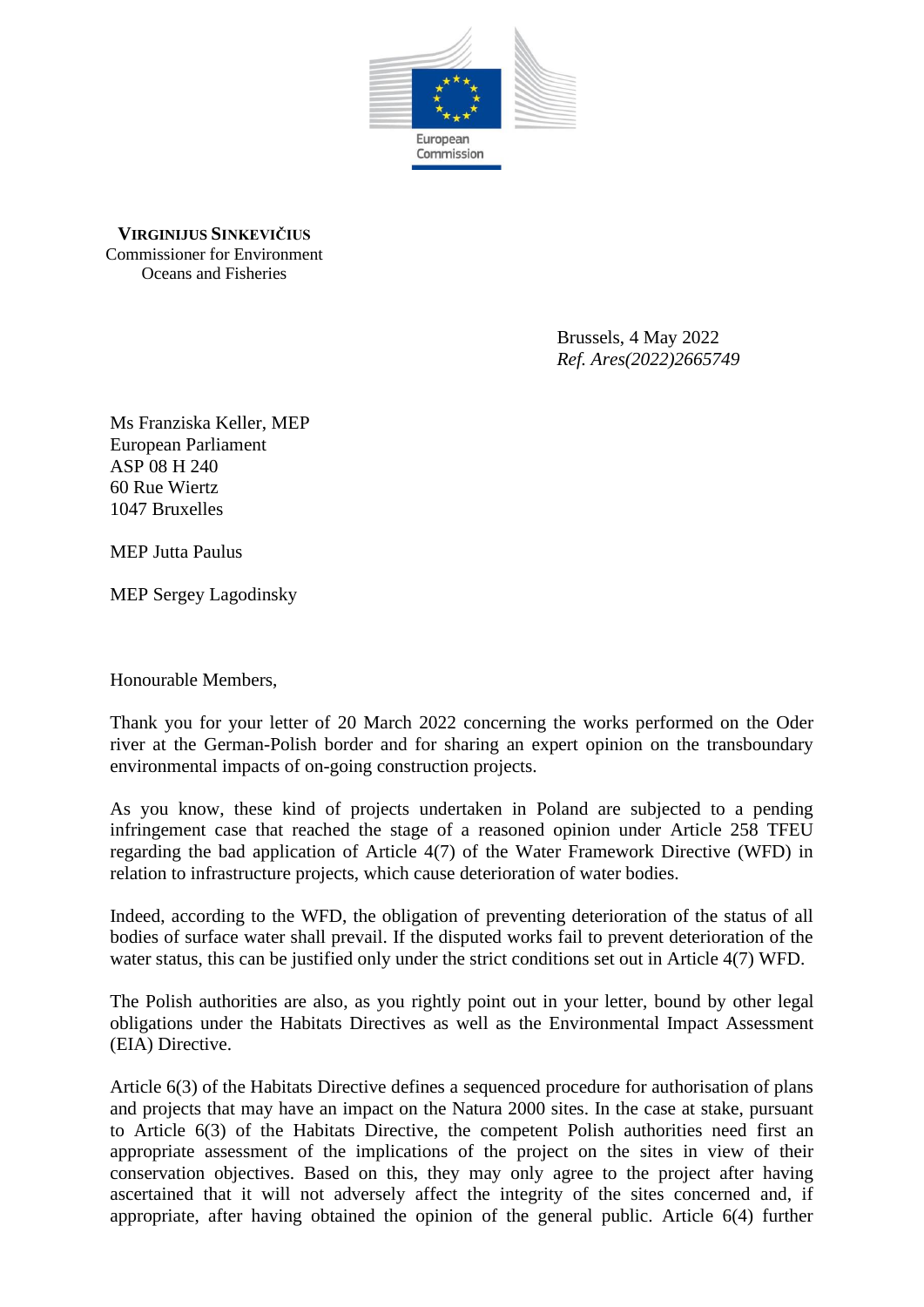European Commission

**VIRGINIJUS SINKEVIČIUS**
Commissioner for Environment
Oceans and Fisheries

Brussels, 4 May 2022
*Ref. Ares(2022)2665749*

Ms Franziska Keller, MEP
European Parliament
ASP 08 H 240
60 Rue Wiertz
1047 Bruxelles

MEP Jutta Paulus

MEP Sergey Lagodinsky

Honourable Members,

Thank you for your letter of 20 March 2022 concerning the works performed on the Oder river at the German-Polish border and for sharing an expert opinion on the transboundary environmental impacts of on-going construction projects.

As you know, these kind of projects undertaken in Poland are subjected to a pending infringement case that reached the stage of a reasoned opinion under Article 258 TFEU regarding the bad application of Article 4(7) of the Water Framework Directive (WFD) in relation to infrastructure projects, which cause deterioration of water bodies.

Indeed, according to the WFD, the obligation of preventing deterioration of the status of all bodies of surface water shall prevail. If the disputed works fail to prevent deterioration of the water status, this can be justified only under the strict conditions set out in Article 4(7) WFD.

The Polish authorities are also, as you rightly point out in your letter, bound by other legal obligations under the Habitats Directives as well as the Environmental Impact Assessment (EIA) Directive.

Article 6(3) of the Habitats Directive defines a sequenced procedure for authorisation of plans and projects that may have an impact on the Natura 2000 sites. In the case at stake, pursuant to Article 6(3) of the Habitats Directive, the competent Polish authorities need first an appropriate assessment of the implications of the project on the sites in view of their conservation objectives. Based on this, they may only agree to the project after having ascertained that it will not adversely affect the integrity of the sites concerned and, if appropriate, after having obtained the opinion of the general public. Article 6(4) further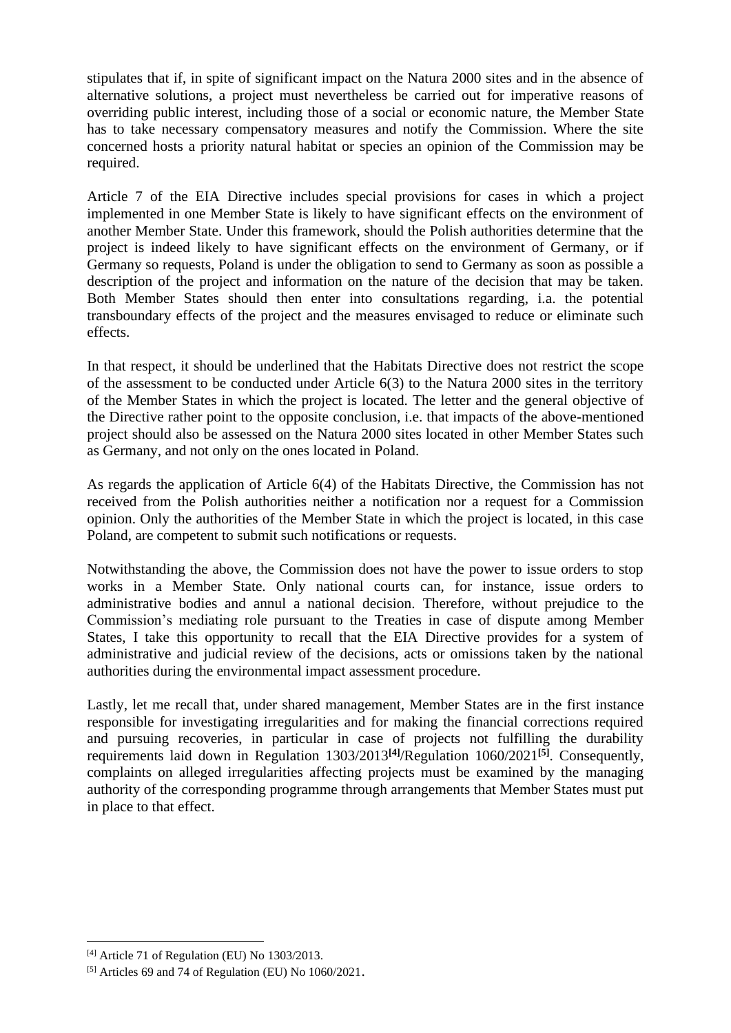stipulates that if, in spite of significant impact on the Natura 2000 sites and in the absence of alternative solutions, a project must nevertheless be carried out for imperative reasons of overriding public interest, including those of a social or economic nature, the Member State has to take necessary compensatory measures and notify the Commission. Where the site concerned hosts a priority natural habitat or species an opinion of the Commission may be required.

Article 7 of the EIA Directive includes special provisions for cases in which a project implemented in one Member State is likely to have significant effects on the environment of another Member State. Under this framework, should the Polish authorities determine that the project is indeed likely to have significant effects on the environment of Germany, or if Germany so requests, Poland is under the obligation to send to Germany as soon as possible a description of the project and information on the nature of the decision that may be taken. Both Member States should then enter into consultations regarding, i.a. the potential transboundary effects of the project and the measures envisaged to reduce or eliminate such effects.

In that respect, it should be underlined that the Habitats Directive does not restrict the scope of the assessment to be conducted under Article 6(3) to the Natura 2000 sites in the territory of the Member States in which the project is located. The letter and the general objective of the Directive rather point to the opposite conclusion, i.e. that impacts of the above-mentioned project should also be assessed on the Natura 2000 sites located in other Member States such as Germany, and not only on the ones located in Poland.

As regards the application of Article 6(4) of the Habitats Directive, the Commission has not received from the Polish authorities neither a notification nor a request for a Commission opinion. Only the authorities of the Member State in which the project is located, in this case Poland, are competent to submit such notifications or requests.

Notwithstanding the above, the Commission does not have the power to issue orders to stop works in a Member State. Only national courts can, for instance, issue orders to administrative bodies and annul a national decision. Therefore, without prejudice to the Commission's mediating role pursuant to the Treaties in case of dispute among Member States, I take this opportunity to recall that the EIA Directive provides for a system of administrative and judicial review of the decisions, acts or omissions taken by the national authorities during the environmental impact assessment procedure.

Lastly, let me recall that, under shared management, Member States are in the first instance responsible for investigating irregularities and for making the financial corrections required and pursuing recoveries, in particular in case of projects not fulfilling the durability requirements laid down in Regulation 1303/2013[4]/Regulation 1060/2021[5]. Consequently, complaints on alleged irregularities affecting projects must be examined by the managing authority of the corresponding programme through arrangements that Member States must put in place to that effect.

[4] Article 71 of Regulation (EU) No 1303/2013.

[5] Articles 69 and 74 of Regulation (EU) No 1060/2021.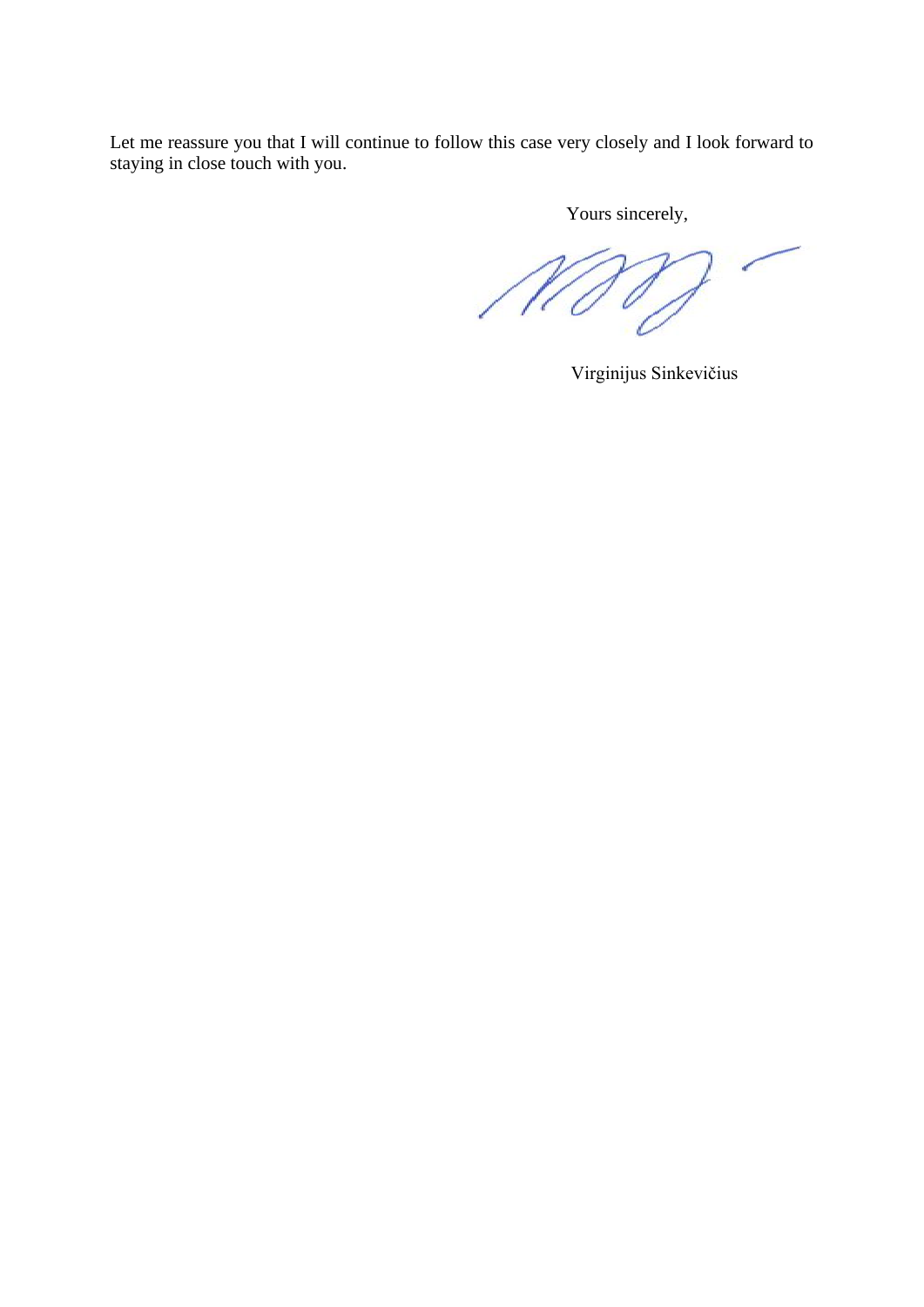Let me reassure you that I will continue to follow this case very closely and I look forward to staying in close touch with you.

Yours sincerely,

Virginijus Sinkevičius